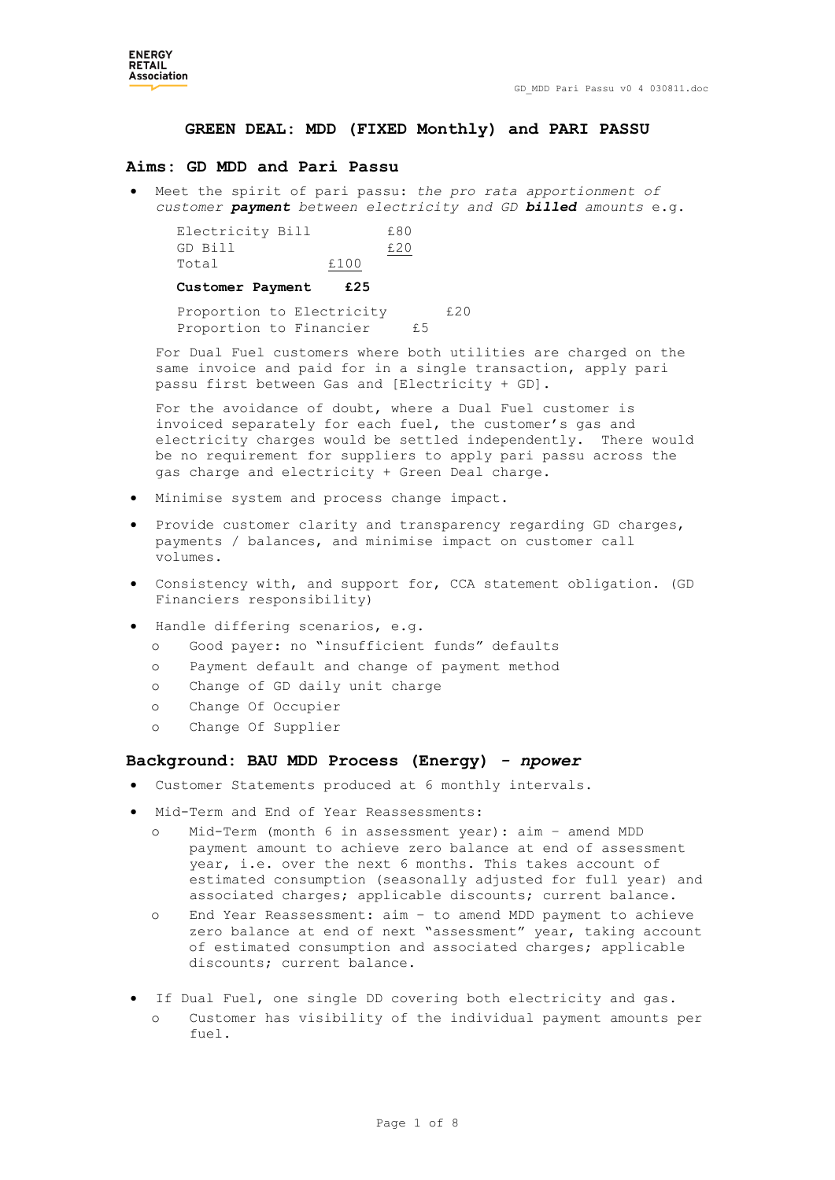# GREEN DEAL: MDD (FIXED Monthly) and PARI PASSU

## Aims: GD MDD and Pari Passu

- Meet the spirit of pari passu: *the pro rata apportionment of customer **payment** between electricity and GD **billed** amounts* e.g.

  | | |
  |---|---|
  | Electricity Bill | £80 |
  | GD Bill | £20 |
  | Total | £100 |
  | **Customer Payment** | **£25** |
  | Proportion to Electricity | £20 |
  | Proportion to Financier | £5 |

  For Dual Fuel customers where both utilities are charged on the same invoice and paid for in a single transaction, apply pari passu first between Gas and [Electricity + GD].

  For the avoidance of doubt, where a Dual Fuel customer is invoiced separately for each fuel, the customer's gas and electricity charges would be settled independently. There would be no requirement for suppliers to apply pari passu across the gas charge and electricity + Green Deal charge.

- Minimise system and process change impact.
- Provide customer clarity and transparency regarding GD charges, payments / balances, and minimise impact on customer call volumes.
- Consistency with, and support for, CCA statement obligation. (GD Financiers responsibility)
- Handle differing scenarios, e.g.
  - Good payer: no "insufficient funds" defaults
  - Payment default and change of payment method
  - Change of GD daily unit charge
  - Change Of Occupier
  - Change Of Supplier

## Background: BAU MDD Process (Energy) - *npower*

- Customer Statements produced at 6 monthly intervals.
- Mid-Term and End of Year Reassessments:
  - Mid-Term (month 6 in assessment year): aim – amend MDD payment amount to achieve zero balance at end of assessment year, i.e. over the next 6 months. This takes account of estimated consumption (seasonally adjusted for full year) and associated charges; applicable discounts; current balance.
  - End Year Reassessment: aim – to amend MDD payment to achieve zero balance at end of next "assessment" year, taking account of estimated consumption and associated charges; applicable discounts; current balance.
- If Dual Fuel, one single DD covering both electricity and gas.
  - Customer has visibility of the individual payment amounts per fuel.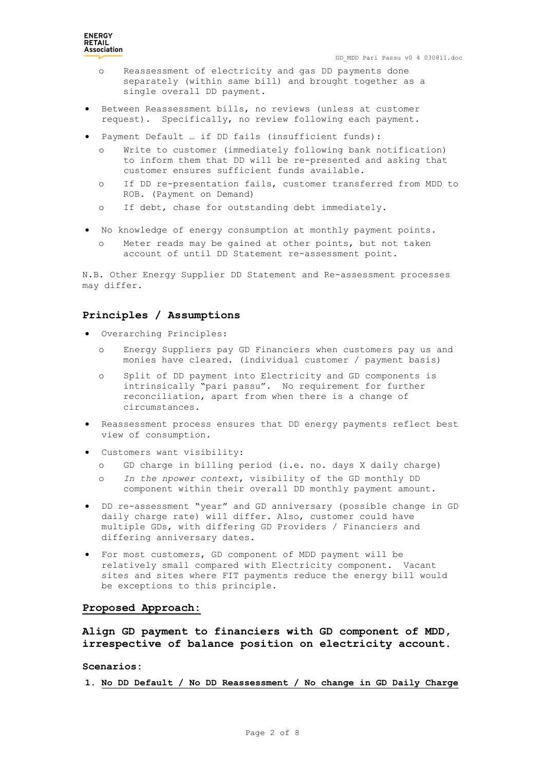- Reassessment of electricity and gas DD payments done separately (within same bill) and brought together as a single overall DD payment.

- Between Reassessment bills, no reviews (unless at customer request). Specifically, no review following each payment.
- Payment Default … if DD fails (insufficient funds):
  - Write to customer (immediately following bank notification) to inform them that DD will be re-presented and asking that customer ensures sufficient funds available.
  - If DD re-presentation fails, customer transferred from MDD to ROB. (Payment on Demand)
  - If debt, chase for outstanding debt immediately.
- No knowledge of energy consumption at monthly payment points.
  - Meter reads may be gained at other points, but not taken account of until DD Statement re-assessment point.

N.B. Other Energy Supplier DD Statement and Re-assessment processes may differ.

## Principles / Assumptions

- Overarching Principles:
  - Energy Suppliers pay GD Financiers when customers pay us and monies have cleared. (individual customer / payment basis)
  - Split of DD payment into Electricity and GD components is intrinsically "pari passu". No requirement for further reconciliation, apart from when there is a change of circumstances.
- Reassessment process ensures that DD energy payments reflect best view of consumption.
- Customers want visibility:
  - GD charge in billing period (i.e. no. days X daily charge)
  - *In the npower context*, visibility of the GD monthly DD component within their overall DD monthly payment amount.
- DD re-assessment "year" and GD anniversary (possible change in GD daily charge rate) will differ. Also, customer could have multiple GDs, with differing GD Providers / Financiers and differing anniversary dates.
- For most customers, GD component of MDD payment will be relatively small compared with Electricity component. Vacant sites and sites where FIT payments reduce the energy bill would be exceptions to this principle.

## Proposed Approach:

**Align GD payment to financiers with GD component of MDD, irrespective of balance position on electricity account.**

**Scenarios:**

1. **No DD Default / No DD Reassessment / No change in GD Daily Charge**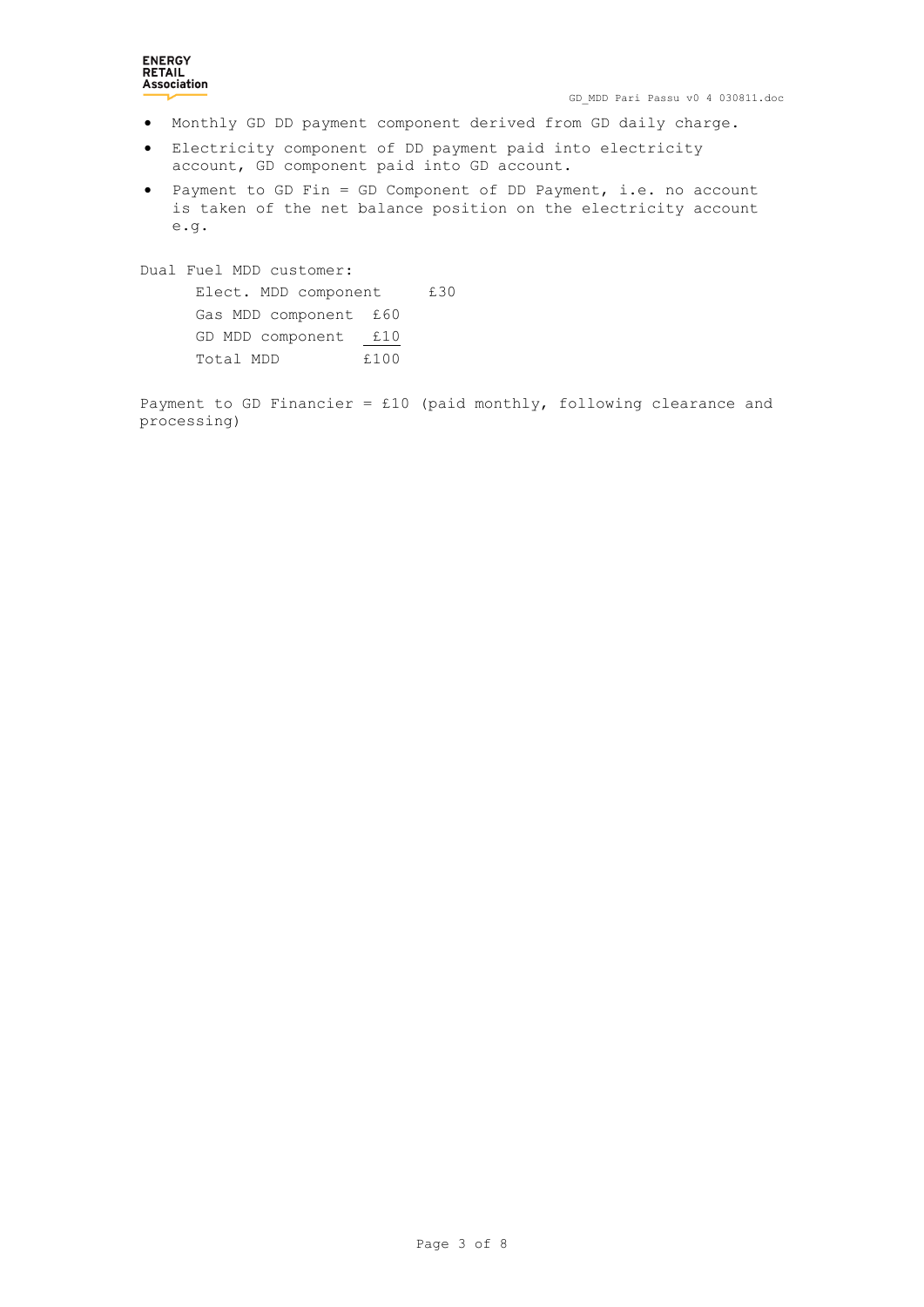- Monthly GD DD payment component derived from GD daily charge.
- Electricity component of DD payment paid into electricity account, GD component paid into GD account.
- Payment to GD Fin = GD Component of DD Payment, i.e. no account is taken of the net balance position on the electricity account e.g.

Dual Fuel MDD customer:

| | |
|---|---|
| Elect. MDD component | £30 |
| Gas MDD component | £60 |
| GD MDD component | £10 |
| Total MDD | £100 |

Payment to GD Financier = £10 (paid monthly, following clearance and processing)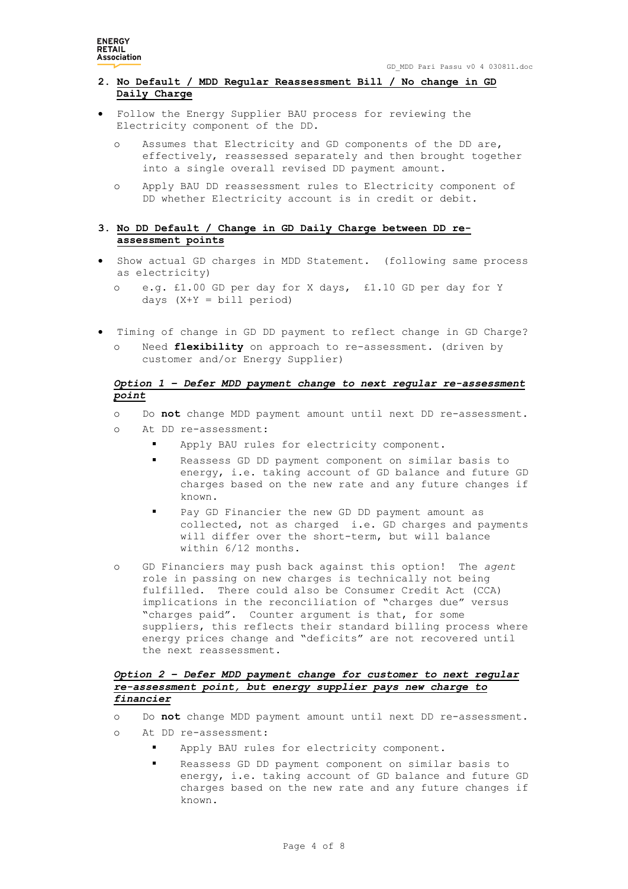## 2. No Default / MDD Regular Reassessment Bill / No change in GD Daily Charge

- Follow the Energy Supplier BAU process for reviewing the Electricity component of the DD.
  - Assumes that Electricity and GD components of the DD are, effectively, reassessed separately and then brought together into a single overall revised DD payment amount.
  - Apply BAU DD reassessment rules to Electricity component of DD whether Electricity account is in credit or debit.

## 3. No DD Default / Change in GD Daily Charge between DD re-assessment points

- Show actual GD charges in MDD Statement. (following same process as electricity)
  - e.g. £1.00 GD per day for X days, £1.10 GD per day for Y days (X+Y = bill period)

- Timing of change in GD DD payment to reflect change in GD Charge?
  - Need **flexibility** on approach to re-assessment. (driven by customer and/or Energy Supplier)

### ***Option 1 – Defer MDD payment change to next regular re-assessment point***

- Do **not** change MDD payment amount until next DD re-assessment.
- At DD re-assessment:
  - Apply BAU rules for electricity component.
  - Reassess GD DD payment component on similar basis to energy, i.e. taking account of GD balance and future GD charges based on the new rate and any future changes if known.
  - Pay GD Financier the new GD DD payment amount as collected, not as charged i.e. GD charges and payments will differ over the short-term, but will balance within 6/12 months.
- GD Financiers may push back against this option! The *agent* role in passing on new charges is technically not being fulfilled. There could also be Consumer Credit Act (CCA) implications in the reconciliation of "charges due" versus "charges paid". Counter argument is that, for some suppliers, this reflects their standard billing process where energy prices change and "deficits" are not recovered until the next reassessment.

### ***Option 2 – Defer MDD payment change for customer to next regular re-assessment point, but energy supplier pays new charge to financier***

- Do **not** change MDD payment amount until next DD re-assessment.
- At DD re-assessment:
  - Apply BAU rules for electricity component.
  - Reassess GD DD payment component on similar basis to energy, i.e. taking account of GD balance and future GD charges based on the new rate and any future changes if known.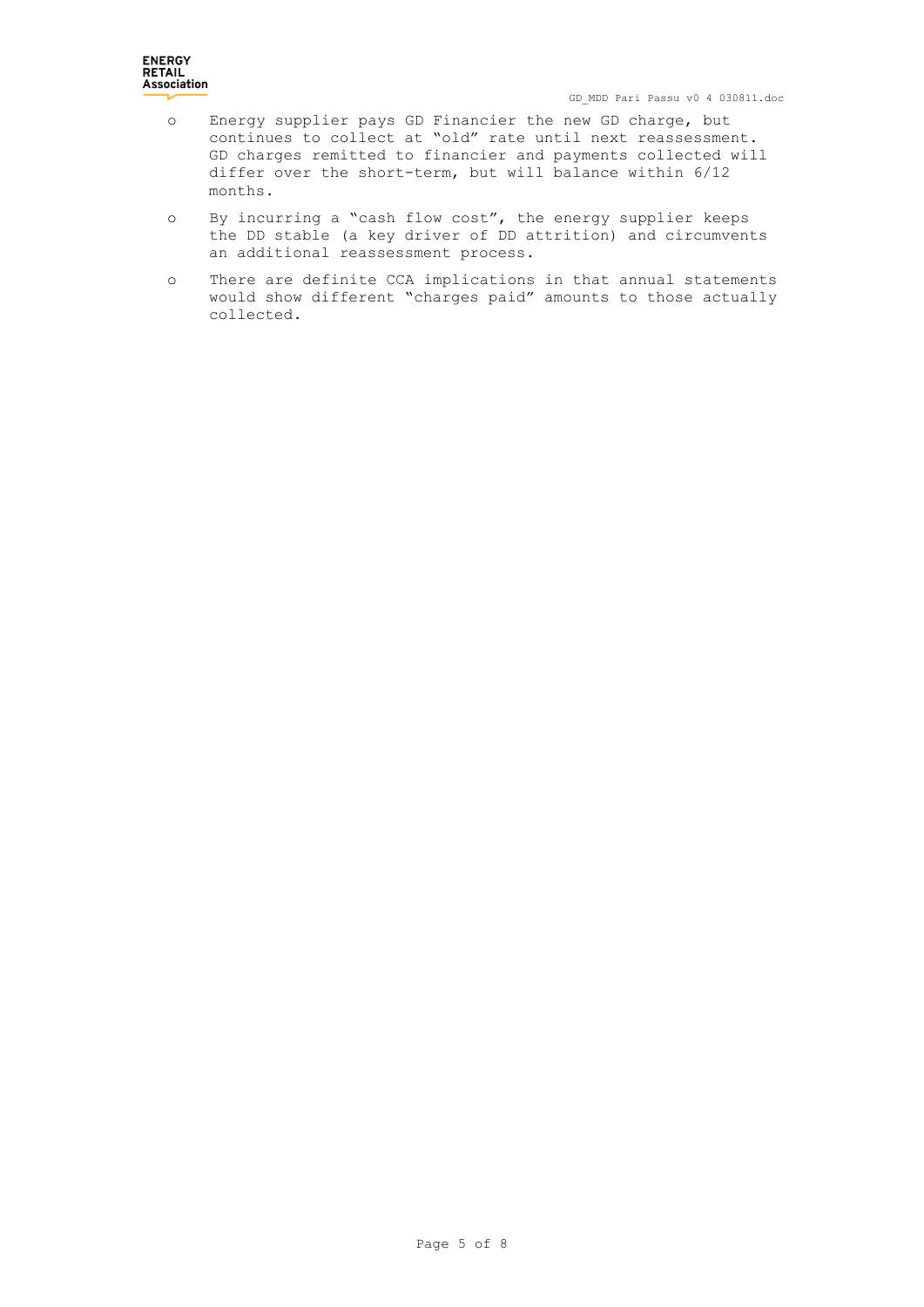- Energy supplier pays GD Financier the new GD charge, but continues to collect at "old" rate until next reassessment. GD charges remitted to financier and payments collected will differ over the short-term, but will balance within 6/12 months.
- By incurring a "cash flow cost", the energy supplier keeps the DD stable (a key driver of DD attrition) and circumvents an additional reassessment process.
- There are definite CCA implications in that annual statements would show different "charges paid" amounts to those actually collected.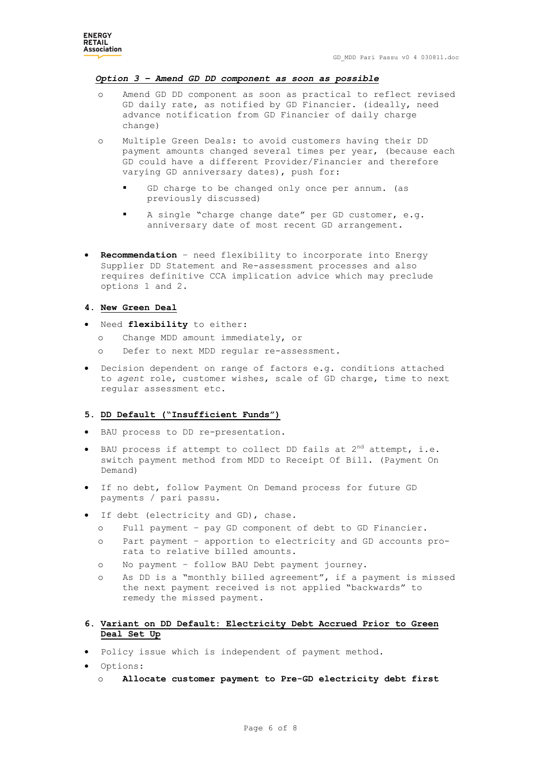***Option 3 – Amend GD DD component as soon as possible***

- Amend GD DD component as soon as practical to reflect revised GD daily rate, as notified by GD Financier. (ideally, need advance notification from GD Financier of daily charge change)
- Multiple Green Deals: to avoid customers having their DD payment amounts changed several times per year, (because each GD could have a different Provider/Financier and therefore varying GD anniversary dates), push for:
  - GD charge to be changed only once per annum. (as previously discussed)
  - A single "charge change date" per GD customer, e.g. anniversary date of most recent GD arrangement.

- **Recommendation** – need flexibility to incorporate into Energy Supplier DD Statement and Re-assessment processes and also requires definitive CCA implication advice which may preclude options 1 and 2.

## 4. New Green Deal

- Need **flexibility** to either:
  - Change MDD amount immediately, or
  - Defer to next MDD regular re-assessment.
- Decision dependent on range of factors e.g. conditions attached to *agent* role, customer wishes, scale of GD charge, time to next regular assessment etc.

## 5. DD Default ("Insufficient Funds")

- BAU process to DD re-presentation.
- BAU process if attempt to collect DD fails at 2nd attempt, i.e. switch payment method from MDD to Receipt Of Bill. (Payment On Demand)
- If no debt, follow Payment On Demand process for future GD payments / pari passu.
- If debt (electricity and GD), chase.
  - Full payment – pay GD component of debt to GD Financier.
  - Part payment – apportion to electricity and GD accounts pro-rata to relative billed amounts.
  - No payment – follow BAU Debt payment journey.
  - As DD is a "monthly billed agreement", if a payment is missed the next payment received is not applied "backwards" to remedy the missed payment.

## 6. Variant on DD Default: Electricity Debt Accrued Prior to Green Deal Set Up

- Policy issue which is independent of payment method.
- Options:
  - **Allocate customer payment to Pre-GD electricity debt first**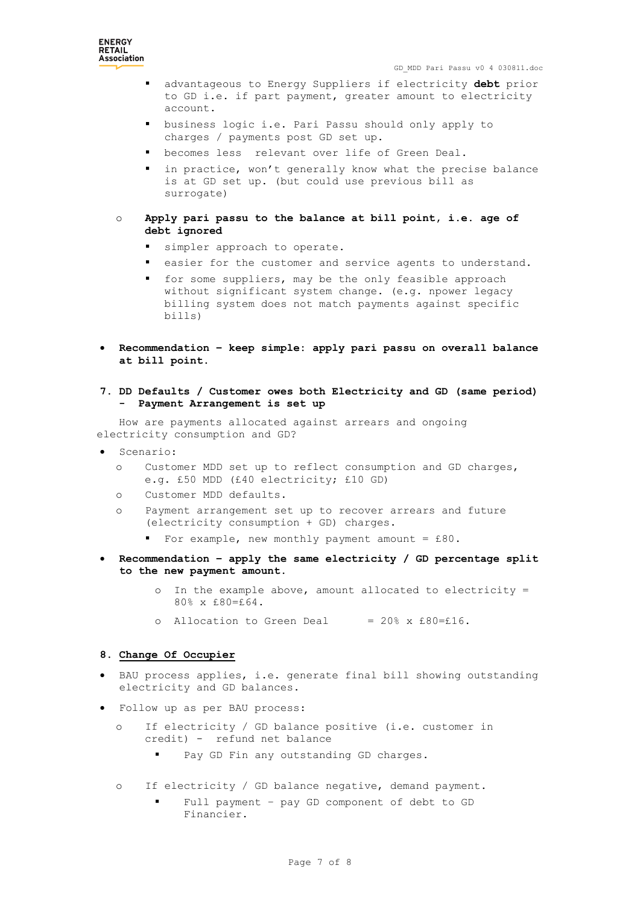- advantageous to Energy Suppliers if electricity **debt** prior to GD i.e. if part payment, greater amount to electricity account.
   - business logic i.e. Pari Passu should only apply to charges / payments post GD set up.
   - becomes less relevant over life of Green Deal.
   - in practice, won't generally know what the precise balance is at GD set up. (but could use previous bill as surrogate)

  - **Apply pari passu to the balance at bill point, i.e. age of debt ignored**
    - simpler approach to operate.
    - easier for the customer and service agents to understand.
    - for some suppliers, may be the only feasible approach without significant system change. (e.g. npower legacy billing system does not match payments against specific bills)

- **Recommendation – keep simple: apply pari passu on overall balance at bill point.**

**7. DD Defaults / Customer owes both Electricity and GD (same period) - Payment Arrangement is set up**

How are payments allocated against arrears and ongoing electricity consumption and GD?

- Scenario:
  - Customer MDD set up to reflect consumption and GD charges, e.g. £50 MDD (£40 electricity; £10 GD)
  - Customer MDD defaults.
  - Payment arrangement set up to recover arrears and future (electricity consumption + GD) charges.
    - For example, new monthly payment amount = £80.
- **Recommendation – apply the same electricity / GD percentage split to the new payment amount.**
  - In the example above, amount allocated to electricity = 80% x £80=£64.
  - Allocation to Green Deal = 20% x £80=£16.

**8. Change Of Occupier**

- BAU process applies, i.e. generate final bill showing outstanding electricity and GD balances.
- Follow up as per BAU process:
  - If electricity / GD balance positive (i.e. customer in credit) - refund net balance
    - Pay GD Fin any outstanding GD charges.
  - If electricity / GD balance negative, demand payment.
    - Full payment – pay GD component of debt to GD Financier.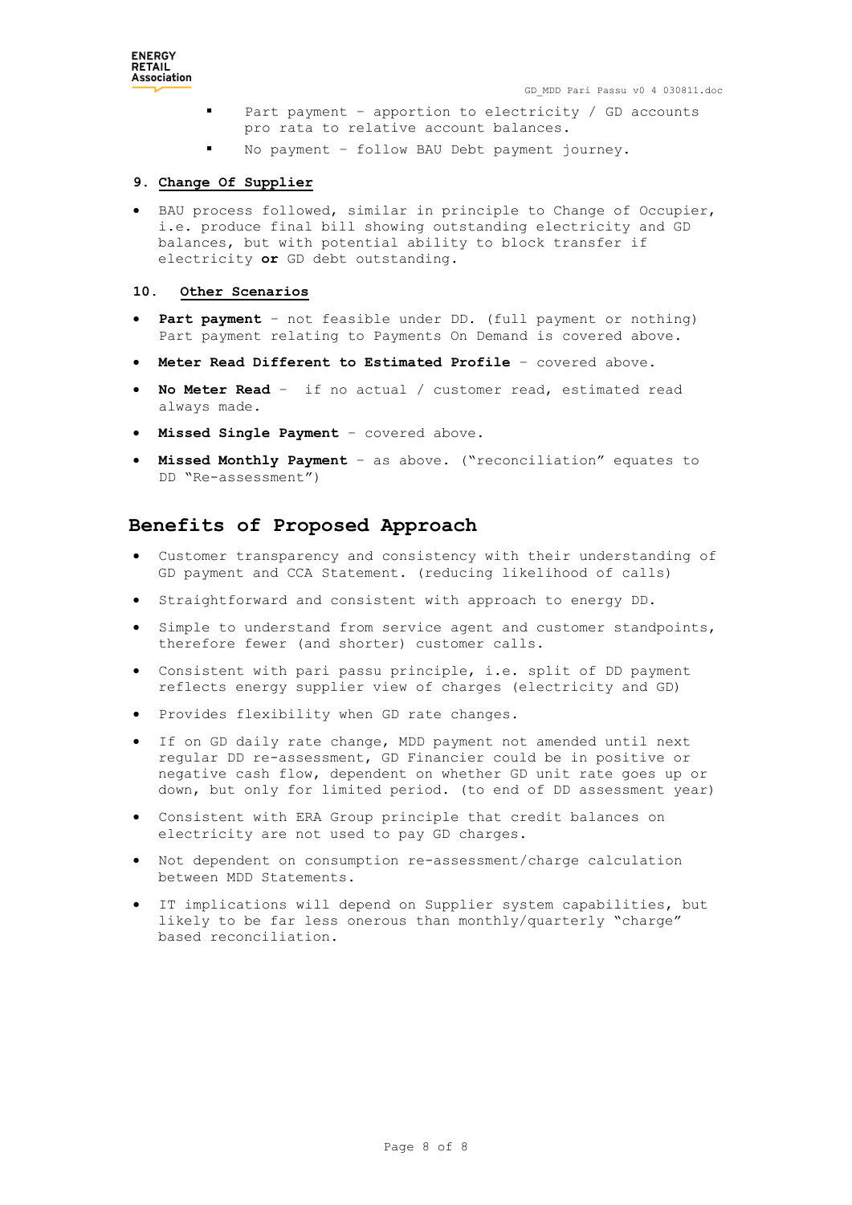- Part payment – apportion to electricity / GD accounts pro rata to relative account balances.
- No payment – follow BAU Debt payment journey.

### 9. Change Of Supplier

- BAU process followed, similar in principle to Change of Occupier, i.e. produce final bill showing outstanding electricity and GD balances, but with potential ability to block transfer if electricity **or** GD debt outstanding.

### 10. Other Scenarios

- **Part payment** – not feasible under DD. (full payment or nothing) Part payment relating to Payments On Demand is covered above.
- **Meter Read Different to Estimated Profile** – covered above.
- **No Meter Read** – if no actual / customer read, estimated read always made.
- **Missed Single Payment** – covered above.
- **Missed Monthly Payment** – as above. ("reconciliation" equates to DD "Re-assessment")

## Benefits of Proposed Approach

- Customer transparency and consistency with their understanding of GD payment and CCA Statement. (reducing likelihood of calls)
- Straightforward and consistent with approach to energy DD.
- Simple to understand from service agent and customer standpoints, therefore fewer (and shorter) customer calls.
- Consistent with pari passu principle, i.e. split of DD payment reflects energy supplier view of charges (electricity and GD)
- Provides flexibility when GD rate changes.
- If on GD daily rate change, MDD payment not amended until next regular DD re-assessment, GD Financier could be in positive or negative cash flow, dependent on whether GD unit rate goes up or down, but only for limited period. (to end of DD assessment year)
- Consistent with ERA Group principle that credit balances on electricity are not used to pay GD charges.
- Not dependent on consumption re-assessment/charge calculation between MDD Statements.
- IT implications will depend on Supplier system capabilities, but likely to be far less onerous than monthly/quarterly "charge" based reconciliation.